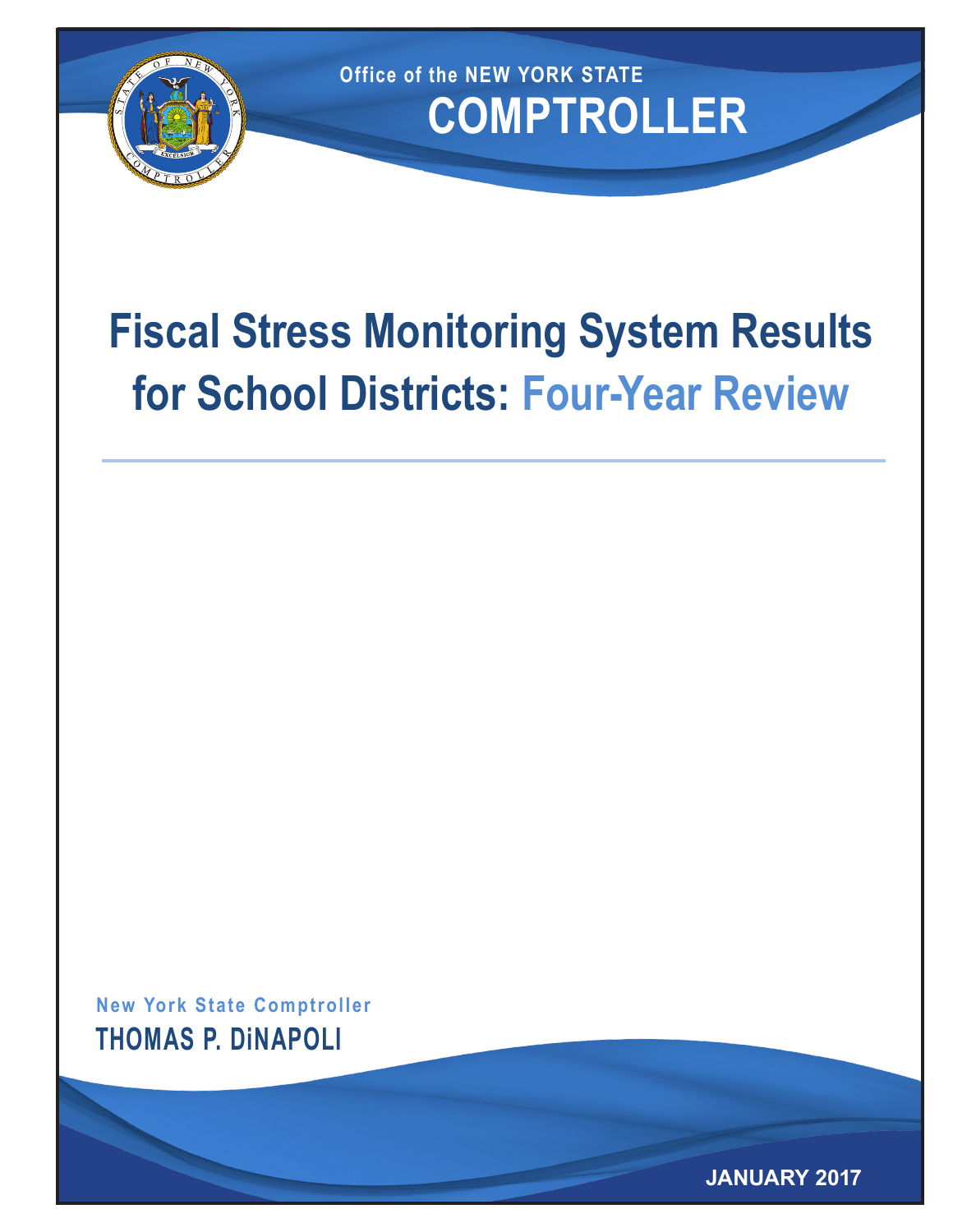Office of the NEW YORK STATE

# COMPTROLLER

# Fiscal Stress Monitoring System Results for School Districts: Four-Year Review

New York State Comptroller

**THOMAS P. DiNAPOLI**

JANUARY 2017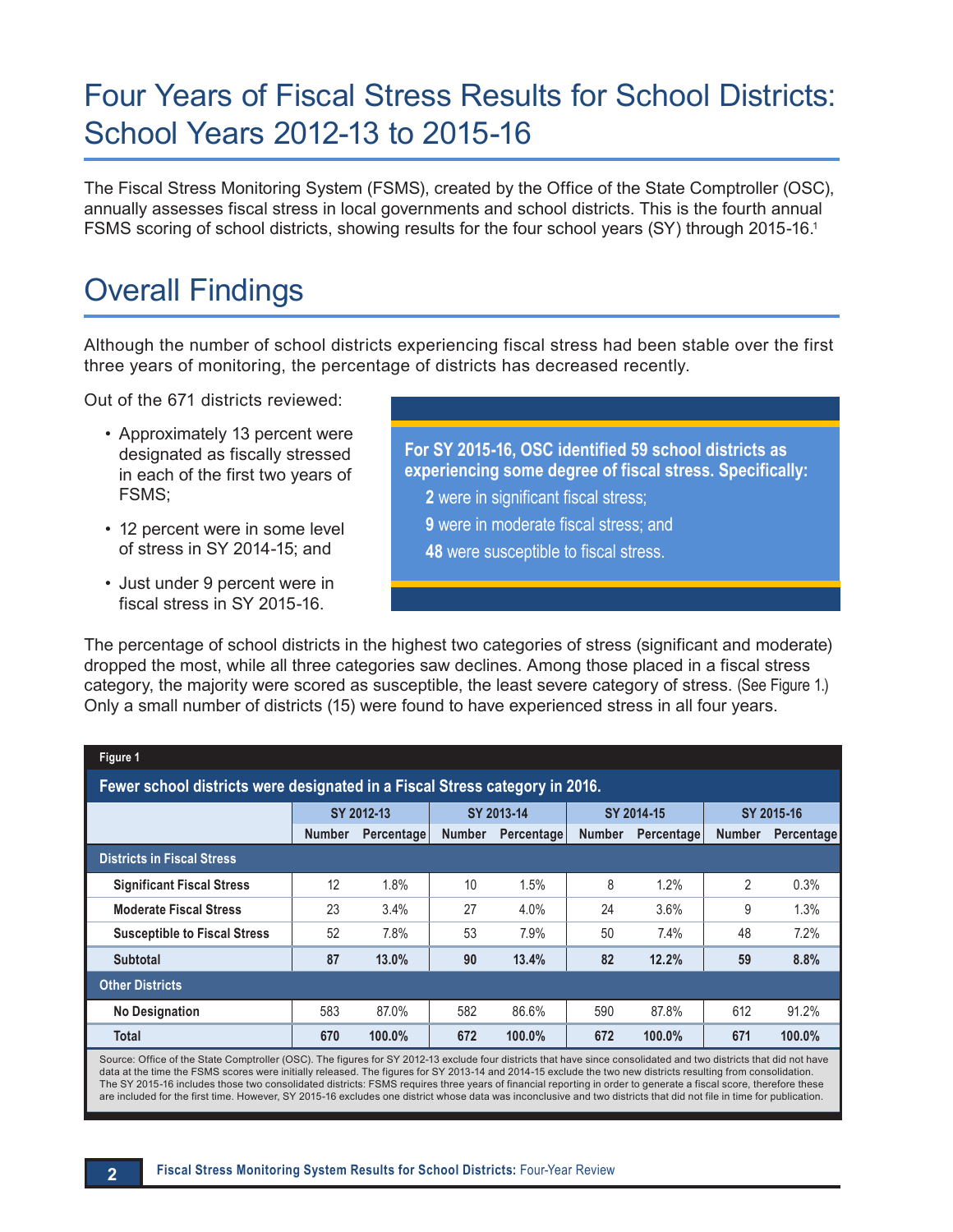# Four Years of Fiscal Stress Results for School Districts: School Years 2012-13 to 2015-16

The Fiscal Stress Monitoring System (FSMS), created by the Office of the State Comptroller (OSC), annually assesses fiscal stress in local governments and school districts. This is the fourth annual FSMS scoring of school districts, showing results for the four school years (SY) through 2015-16.[1]

# Overall Findings

Although the number of school districts experiencing fiscal stress had been stable over the first three years of monitoring, the percentage of districts has decreased recently.

Out of the 671 districts reviewed:

- Approximately 13 percent were designated as fiscally stressed in each of the first two years of FSMS;
- 12 percent were in some level of stress in SY 2014-15; and
- Just under 9 percent were in fiscal stress in SY 2015-16.

**For SY 2015-16, OSC identified 59 school districts as experiencing some degree of fiscal stress. Specifically:**

**2** were in significant fiscal stress;

**9** were in moderate fiscal stress; and

**48** were susceptible to fiscal stress.

The percentage of school districts in the highest two categories of stress (significant and moderate) dropped the most, while all three categories saw declines. Among those placed in a fiscal stress category, the majority were scored as susceptible, the least severe category of stress. (See Figure 1.) Only a small number of districts (15) were found to have experienced stress in all four years.

**Figure 1**

**Fewer school districts were designated in a Fiscal Stress category in 2016.**

| | SY 2012-13 | | SY 2013-14 | | SY 2014-15 | | SY 2015-16 | |
|---|---|---|---|---|---|---|---|---|
| | Number | Percentage | Number | Percentage | Number | Percentage | Number | Percentage |
| **Districts in Fiscal Stress** | | | | | | | | |
| **Significant Fiscal Stress** | 12 | 1.8% | 10 | 1.5% | 8 | 1.2% | 2 | 0.3% |
| **Moderate Fiscal Stress** | 23 | 3.4% | 27 | 4.0% | 24 | 3.6% | 9 | 1.3% |
| **Susceptible to Fiscal Stress** | 52 | 7.8% | 53 | 7.9% | 50 | 7.4% | 48 | 7.2% |
| **Subtotal** | **87** | **13.0%** | **90** | **13.4%** | **82** | **12.2%** | **59** | **8.8%** |
| **Other Districts** | | | | | | | | |
| **No Designation** | 583 | 87.0% | 582 | 86.6% | 590 | 87.8% | 612 | 91.2% |
| **Total** | **670** | **100.0%** | **672** | **100.0%** | **672** | **100.0%** | **671** | **100.0%** |

Source: Office of the State Comptroller (OSC). The figures for SY 2012-13 exclude four districts that have since consolidated and two districts that did not have data at the time the FSMS scores were initially released. The figures for SY 2013-14 and 2014-15 exclude the two new districts resulting from consolidation. The SY 2015-16 includes those two consolidated districts: FSMS requires three years of financial reporting in order to generate a fiscal score, therefore these are included for the first time. However, SY 2015-16 excludes one district whose data was inconclusive and two districts that did not file in time for publication.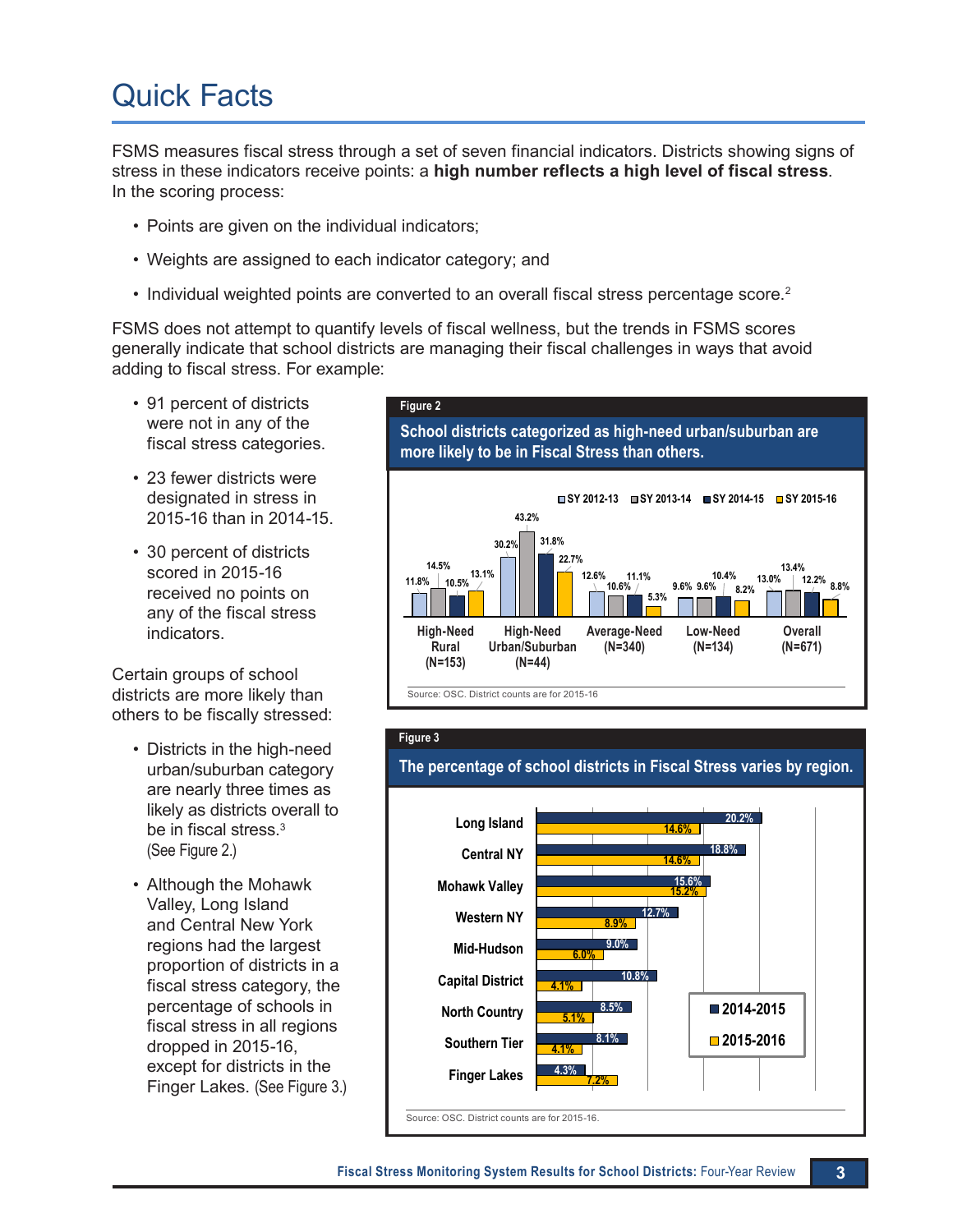# Quick Facts

FSMS measures fiscal stress through a set of seven financial indicators. Districts showing signs of stress in these indicators receive points: a **high number reflects a high level of fiscal stress**. In the scoring process:

- Points are given on the individual indicators;
- Weights are assigned to each indicator category; and
- Individual weighted points are converted to an overall fiscal stress percentage score.[2]

FSMS does not attempt to quantify levels of fiscal wellness, but the trends in FSMS scores generally indicate that school districts are managing their fiscal challenges in ways that avoid adding to fiscal stress. For example:

- 91 percent of districts were not in any of the fiscal stress categories.
- 23 fewer districts were designated in stress in 2015-16 than in 2014-15.
- 30 percent of districts scored in 2015-16 received no points on any of the fiscal stress indicators.

Certain groups of school districts are more likely than others to be fiscally stressed:

- Districts in the high-need urban/suburban category are nearly three times as likely as districts overall to be in fiscal stress.[3] (See Figure 2.)
- Although the Mohawk Valley, Long Island and Central New York regions had the largest proportion of districts in a fiscal stress category, the percentage of schools in fiscal stress in all regions dropped in 2015-16, except for districts in the Finger Lakes. (See Figure 3.)

**Figure 2**

**School districts categorized as high-need urban/suburban are more likely to be in Fiscal Stress than others.**

| | SY 2012-13 | SY 2013-14 | SY 2014-15 | SY 2015-16 |
|---|---|---|---|---|
| High-Need Rural (N=153) | 11.8% | 14.5% | 10.5% | 13.1% |
| High-Need Urban/Suburban (N=44) | 30.2% | 43.2% | 31.8% | 22.7% |
| Average-Need (N=340) | 12.6% | 10.6% | 11.1% | 5.3% |
| Low-Need (N=134) | 9.6% | 9.6% | 10.4% | 8.2% |
| Overall (N=671) | 13.0% | 13.4% | 12.2% | 8.8% |

Source: OSC. District counts are for 2015-16

**Figure 3**

**The percentage of school districts in Fiscal Stress varies by region.**

| Region | 2014-2015 | 2015-2016 |
|---|---|---|
| Long Island | 20.2% | 14.6% |
| Central NY | 18.8% | 14.6% |
| Mohawk Valley | 15.6% | 15.2% |
| Western NY | 12.7% | 8.9% |
| Mid-Hudson | 9.0% | 6.0% |
| Capital District | 10.8% | 4.1% |
| North Country | 8.5% | 5.1% |
| Southern Tier | 8.1% | 4.1% |
| Finger Lakes | 4.3% | 7.2% |

Source: OSC. District counts are for 2015-16.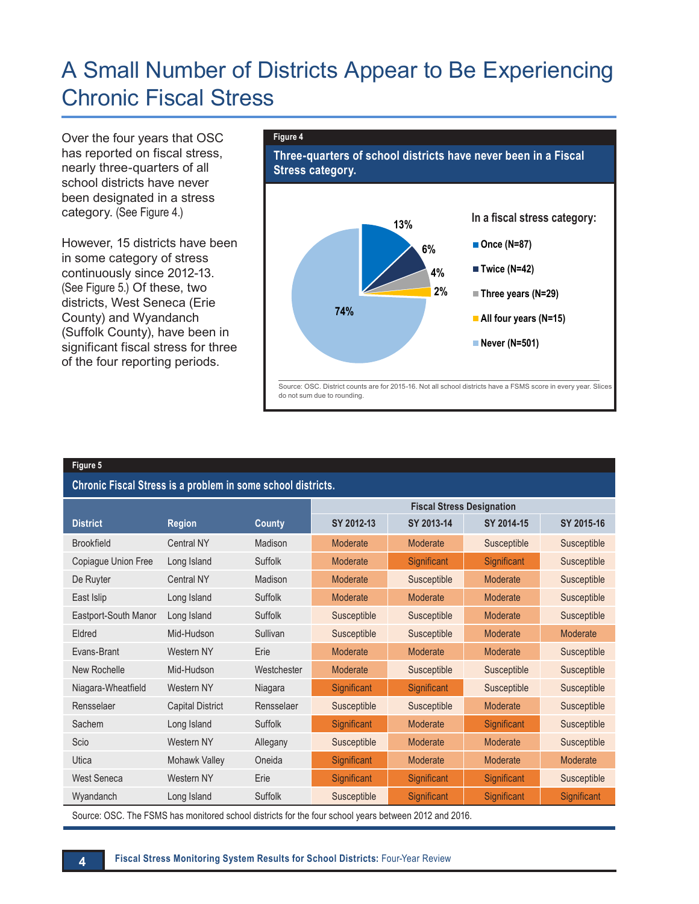# A Small Number of Districts Appear to Be Experiencing Chronic Fiscal Stress

Over the four years that OSC has reported on fiscal stress, nearly three-quarters of all school districts have never been designated in a stress category. (See Figure 4.)

However, 15 districts have been in some category of stress continuously since 2012-13. (See Figure 5.) Of these, two districts, West Seneca (Erie County) and Wyandanch (Suffolk County), have been in significant fiscal stress for three of the four reporting periods.

**Figure 4**

**Three-quarters of school districts have never been in a Fiscal Stress category.**

In a fiscal stress category:

| Category | Share |
|---|---|
| Once (N=87) | 13% |
| Twice (N=42) | 6% |
| Three years (N=29) | 4% |
| All four years (N=15) | 2% |
| Never (N=501) | 74% |

Source: OSC. District counts are for 2015-16. Not all school districts have a FSMS score in every year. Slices do not sum due to rounding.

**Figure 5**

**Chronic Fiscal Stress is a problem in some school districts.**

| District | Region | County | Fiscal Stress Designation SY 2012-13 | SY 2013-14 | SY 2014-15 | SY 2015-16 |
|---|---|---|---|---|---|---|
| Brookfield | Central NY | Madison | Moderate | Moderate | Susceptible | Susceptible |
| Copiague Union Free | Long Island | Suffolk | Moderate | Significant | Significant | Susceptible |
| De Ruyter | Central NY | Madison | Moderate | Susceptible | Moderate | Susceptible |
| East Islip | Long Island | Suffolk | Moderate | Moderate | Moderate | Susceptible |
| Eastport-South Manor | Long Island | Suffolk | Susceptible | Susceptible | Moderate | Susceptible |
| Eldred | Mid-Hudson | Sullivan | Susceptible | Susceptible | Moderate | Moderate |
| Evans-Brant | Western NY | Erie | Moderate | Moderate | Moderate | Susceptible |
| New Rochelle | Mid-Hudson | Westchester | Moderate | Susceptible | Susceptible | Susceptible |
| Niagara-Wheatfield | Western NY | Niagara | Significant | Significant | Susceptible | Susceptible |
| Rensselaer | Capital District | Rensselaer | Susceptible | Susceptible | Moderate | Susceptible |
| Sachem | Long Island | Suffolk | Significant | Moderate | Significant | Susceptible |
| Scio | Western NY | Allegany | Susceptible | Moderate | Moderate | Susceptible |
| Utica | Mohawk Valley | Oneida | Significant | Moderate | Moderate | Moderate |
| West Seneca | Western NY | Erie | Significant | Significant | Significant | Susceptible |
| Wyandanch | Long Island | Suffolk | Susceptible | Significant | Significant | Significant |

Source: OSC. The FSMS has monitored school districts for the four school years between 2012 and 2016.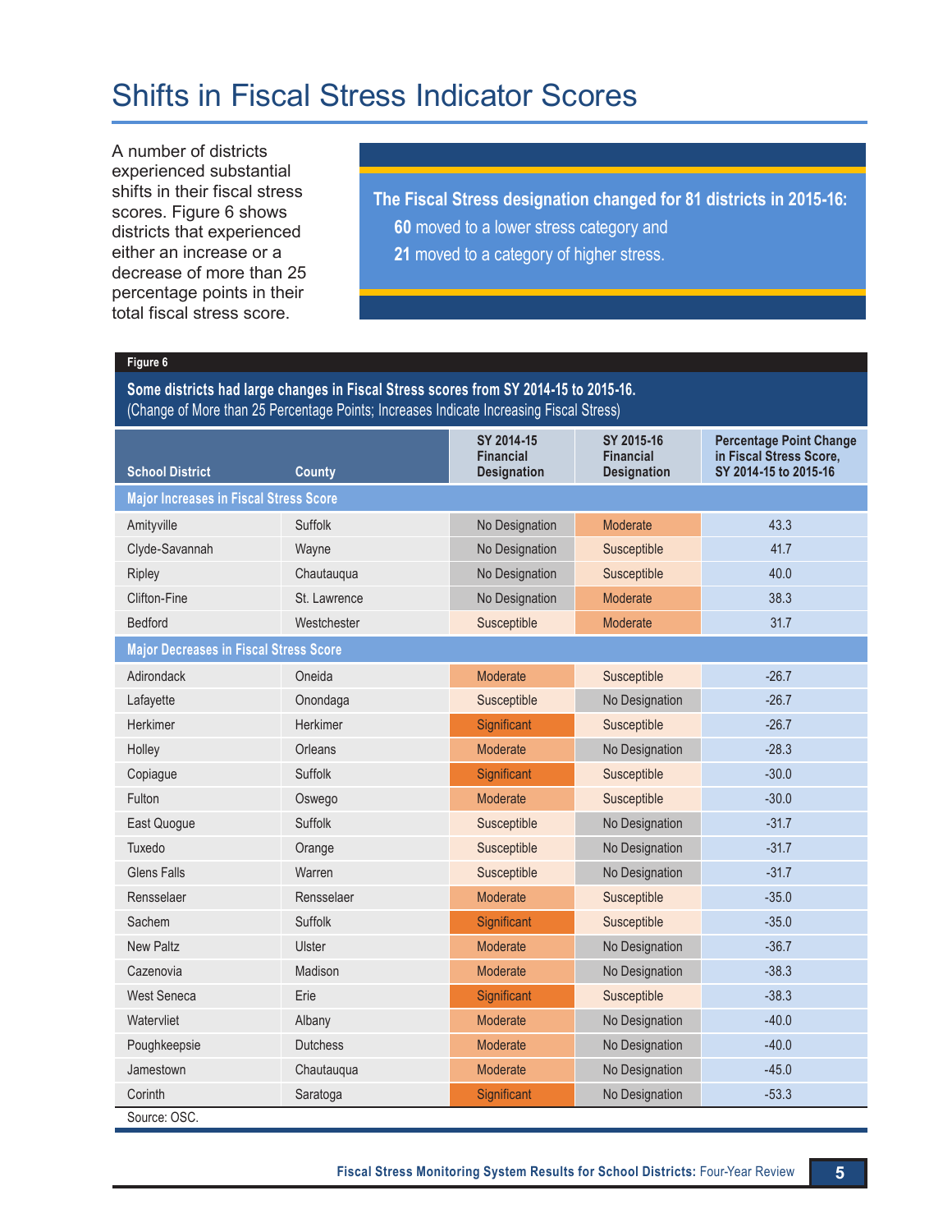# Shifts in Fiscal Stress Indicator Scores

A number of districts experienced substantial shifts in their fiscal stress scores. Figure 6 shows districts that experienced either an increase or a decrease of more than 25 percentage points in their total fiscal stress score.

**The Fiscal Stress designation changed for 81 districts in 2015-16:**

**60** moved to a lower stress category and

**21** moved to a category of higher stress.

**Figure 6**

**Some districts had large changes in Fiscal Stress scores from SY 2014-15 to 2015-16.**
(Change of More than 25 Percentage Points; Increases Indicate Increasing Fiscal Stress)

| School District | County | SY 2014-15 Financial Designation | SY 2015-16 Financial Designation | Percentage Point Change in Fiscal Stress Score, SY 2014-15 to 2015-16 |
|---|---|---|---|---|
| **Major Increases in Fiscal Stress Score** | | | | |
| Amityville | Suffolk | No Designation | Moderate | 43.3 |
| Clyde-Savannah | Wayne | No Designation | Susceptible | 41.7 |
| Ripley | Chautauqua | No Designation | Susceptible | 40.0 |
| Clifton-Fine | St. Lawrence | No Designation | Moderate | 38.3 |
| Bedford | Westchester | Susceptible | Moderate | 31.7 |
| **Major Decreases in Fiscal Stress Score** | | | | |
| Adirondack | Oneida | Moderate | Susceptible | -26.7 |
| Lafayette | Onondaga | Susceptible | No Designation | -26.7 |
| Herkimer | Herkimer | Significant | Susceptible | -26.7 |
| Holley | Orleans | Moderate | No Designation | -28.3 |
| Copiague | Suffolk | Significant | Susceptible | -30.0 |
| Fulton | Oswego | Moderate | Susceptible | -30.0 |
| East Quogue | Suffolk | Susceptible | No Designation | -31.7 |
| Tuxedo | Orange | Susceptible | No Designation | -31.7 |
| Glens Falls | Warren | Susceptible | No Designation | -31.7 |
| Rensselaer | Rensselaer | Moderate | Susceptible | -35.0 |
| Sachem | Suffolk | Significant | Susceptible | -35.0 |
| New Paltz | Ulster | Moderate | No Designation | -36.7 |
| Cazenovia | Madison | Moderate | No Designation | -38.3 |
| West Seneca | Erie | Significant | Susceptible | -38.3 |
| Watervliet | Albany | Moderate | No Designation | -40.0 |
| Poughkeepsie | Dutchess | Moderate | No Designation | -40.0 |
| Jamestown | Chautauqua | Moderate | No Designation | -45.0 |
| Corinth | Saratoga | Significant | No Designation | -53.3 |

Source: OSC.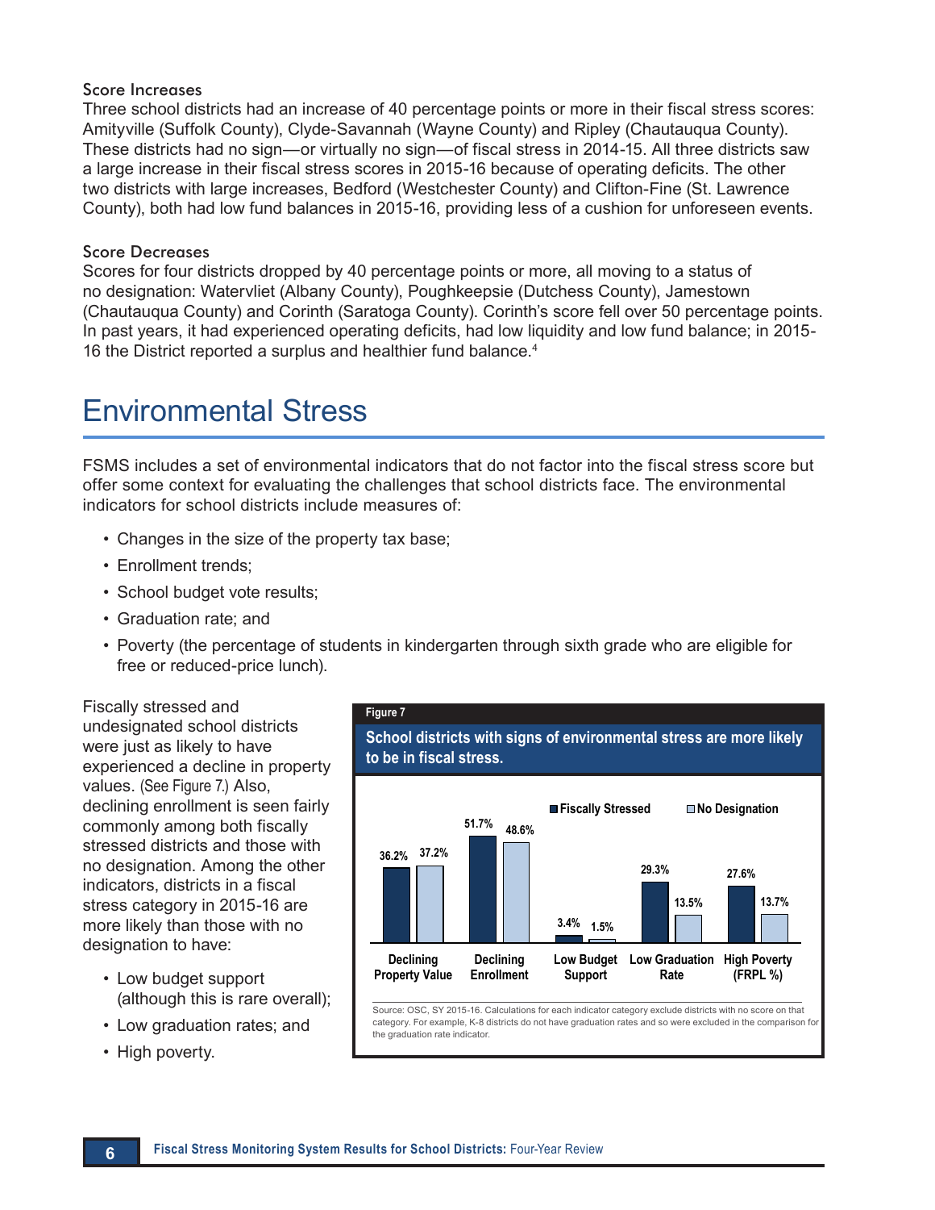### Score Increases

Three school districts had an increase of 40 percentage points or more in their fiscal stress scores: Amityville (Suffolk County), Clyde-Savannah (Wayne County) and Ripley (Chautauqua County). These districts had no sign—or virtually no sign—of fiscal stress in 2014-15. All three districts saw a large increase in their fiscal stress scores in 2015-16 because of operating deficits. The other two districts with large increases, Bedford (Westchester County) and Clifton-Fine (St. Lawrence County), both had low fund balances in 2015-16, providing less of a cushion for unforeseen events.

### Score Decreases

Scores for four districts dropped by 40 percentage points or more, all moving to a status of no designation: Watervliet (Albany County), Poughkeepsie (Dutchess County), Jamestown (Chautauqua County) and Corinth (Saratoga County). Corinth's score fell over 50 percentage points. In past years, it had experienced operating deficits, had low liquidity and low fund balance; in 2015-16 the District reported a surplus and healthier fund balance.[4]

# Environmental Stress

FSMS includes a set of environmental indicators that do not factor into the fiscal stress score but offer some context for evaluating the challenges that school districts face. The environmental indicators for school districts include measures of:

- Changes in the size of the property tax base;
- Enrollment trends;
- School budget vote results;
- Graduation rate; and
- Poverty (the percentage of students in kindergarten through sixth grade who are eligible for free or reduced-price lunch).

Fiscally stressed and undesignated school districts were just as likely to have experienced a decline in property values. (See Figure 7.) Also, declining enrollment is seen fairly commonly among both fiscally stressed districts and those with no designation. Among the other indicators, districts in a fiscal stress category in 2015-16 are more likely than those with no designation to have:

- Low budget support (although this is rare overall);
- Low graduation rates; and
- High poverty.

**Figure 7**

**School districts with signs of environmental stress are more likely to be in fiscal stress.**

| | Fiscally Stressed | No Designation |
|---|---|---|
| Declining Property Value | 36.2% | 37.2% |
| Declining Enrollment | 51.7% | 48.6% |
| Low Budget Support | 3.4% | 1.5% |
| Low Graduation Rate | 29.3% | 13.5% |
| High Poverty (FRPL %) | 27.6% | 13.7% |

Source: OSC, SY 2015-16. Calculations for each indicator category exclude districts with no score on that category. For example, K-8 districts do not have graduation rates and so were excluded in the comparison for the graduation rate indicator.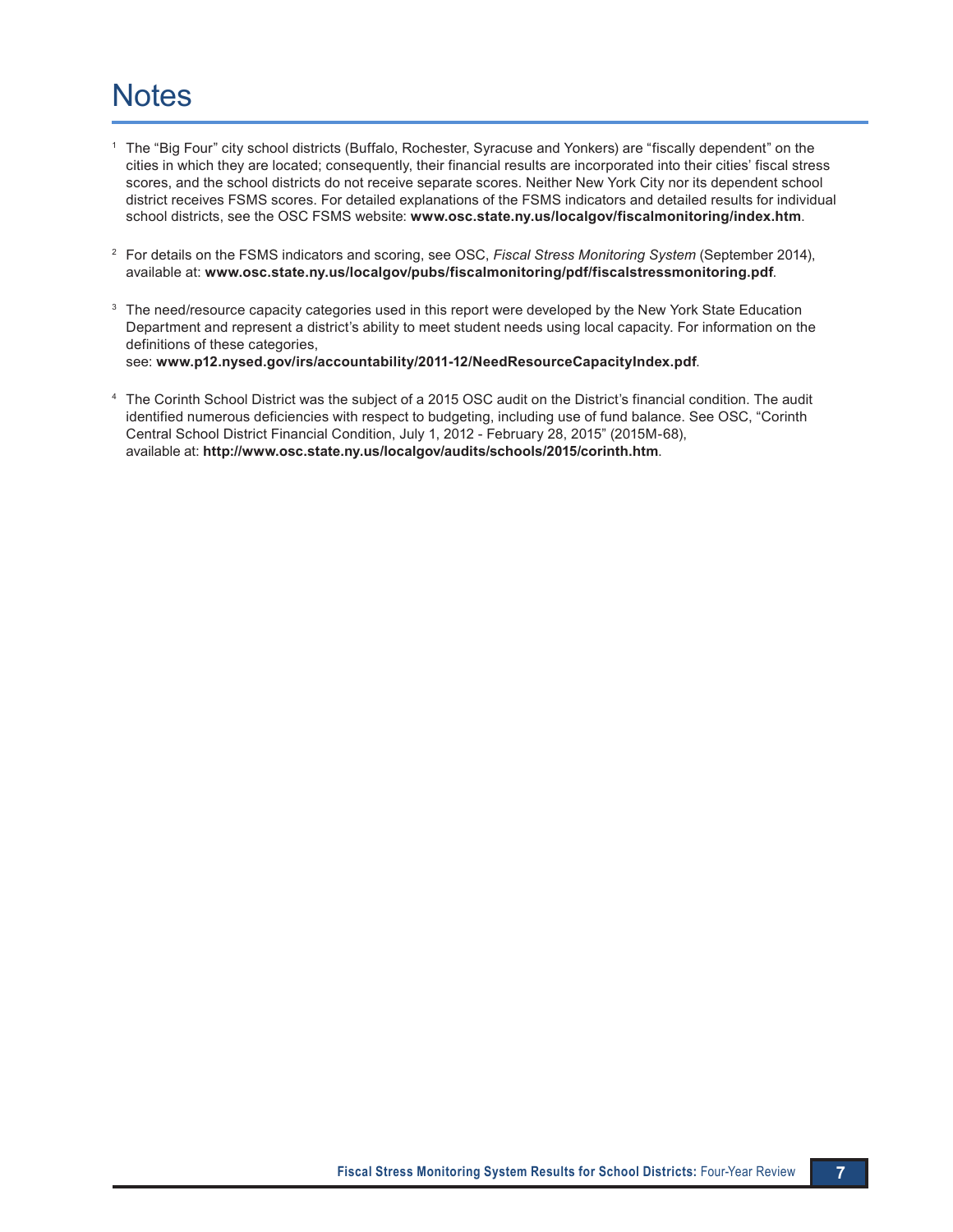# Notes

[1] The "Big Four" city school districts (Buffalo, Rochester, Syracuse and Yonkers) are "fiscally dependent" on the cities in which they are located; consequently, their financial results are incorporated into their cities' fiscal stress scores, and the school districts do not receive separate scores. Neither New York City nor its dependent school district receives FSMS scores. For detailed explanations of the FSMS indicators and detailed results for individual school districts, see the OSC FSMS website: **www.osc.state.ny.us/localgov/fiscalmonitoring/index.htm**.

[2] For details on the FSMS indicators and scoring, see OSC, *Fiscal Stress Monitoring System* (September 2014), available at: **www.osc.state.ny.us/localgov/pubs/fiscalmonitoring/pdf/fiscalstressmonitoring.pdf**.

[3] The need/resource capacity categories used in this report were developed by the New York State Education Department and represent a district's ability to meet student needs using local capacity. For information on the definitions of these categories, see: **www.p12.nysed.gov/irs/accountability/2011-12/NeedResourceCapacityIndex.pdf**.

[4] The Corinth School District was the subject of a 2015 OSC audit on the District's financial condition. The audit identified numerous deficiencies with respect to budgeting, including use of fund balance. See OSC, "Corinth Central School District Financial Condition, July 1, 2012 - February 28, 2015" (2015M-68), available at: **http://www.osc.state.ny.us/localgov/audits/schools/2015/corinth.htm**.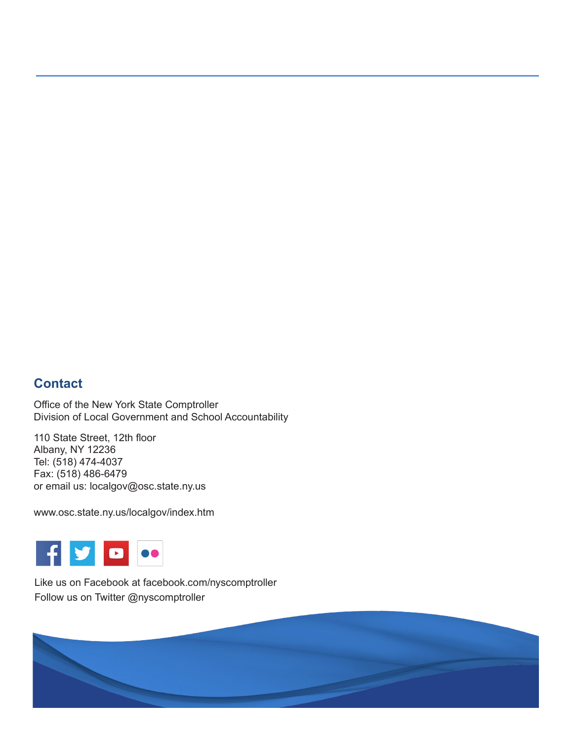## Contact

Office of the New York State Comptroller
Division of Local Government and School Accountability

110 State Street, 12th floor
Albany, NY 12236
Tel: (518) 474-4037
Fax: (518) 486-6479
or email us: localgov@osc.state.ny.us

www.osc.state.ny.us/localgov/index.htm

Like us on Facebook at facebook.com/nyscomptroller
Follow us on Twitter @nyscomptroller